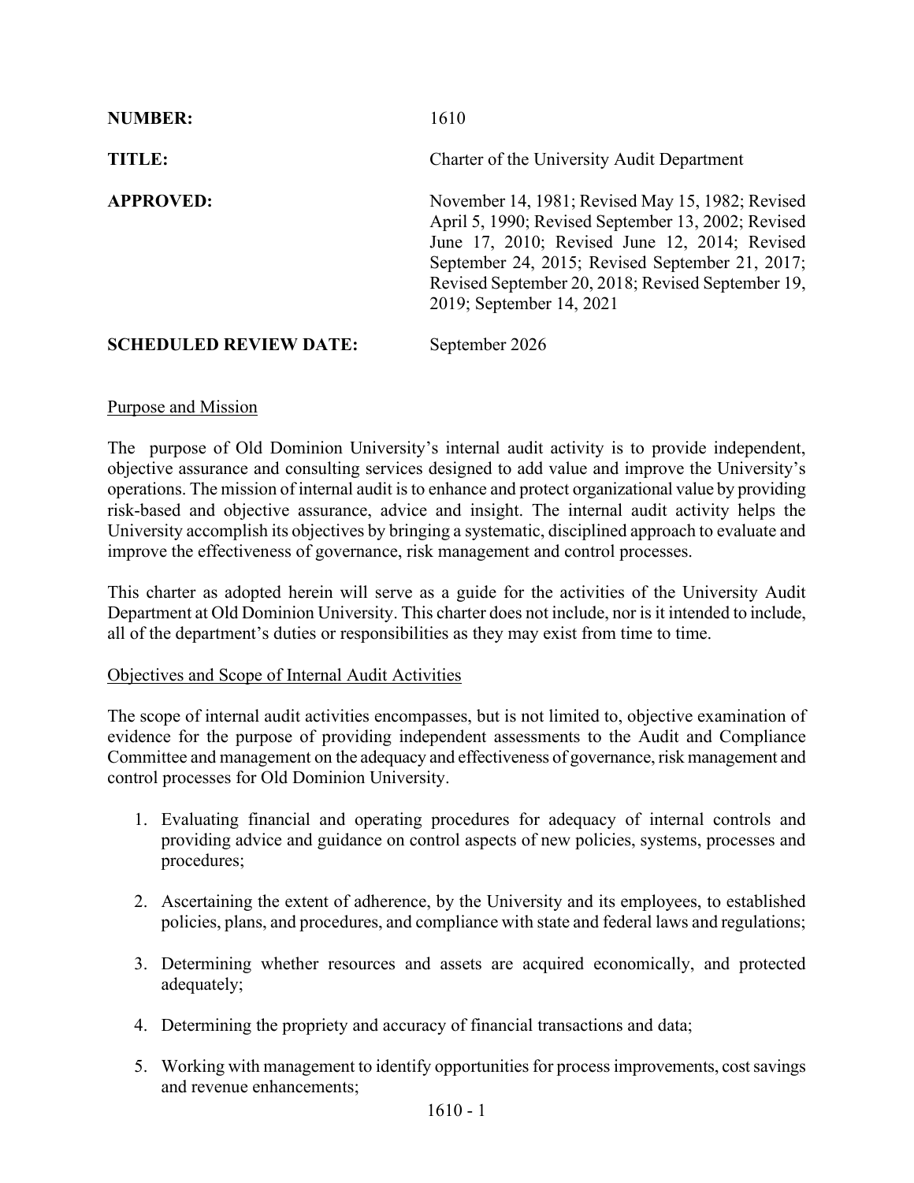**NUMBER:** 1610

**TITLE:** Charter of the University Audit Department

**APPROVED:** November 14, 1981; Revised May 15, 1982; Revised April 5, 1990; Revised September 13, 2002; Revised June 17, 2010; Revised June 12, 2014; Revised September 24, 2015; Revised September 21, 2017; Revised September 20, 2018; Revised September 19, 2019; September 14, 2021

**SCHEDULED REVIEW DATE:** September 2026

## Purpose and Mission

The purpose of Old Dominion University's internal audit activity is to provide independent, objective assurance and consulting services designed to add value and improve the University's operations. The mission of internal audit is to enhance and protect organizational value by providing risk-based and objective assurance, advice and insight. The internal audit activity helps the University accomplish its objectives by bringing a systematic, disciplined approach to evaluate and improve the effectiveness of governance, risk management and control processes.

This charter as adopted herein will serve as a guide for the activities of the University Audit Department at Old Dominion University. This charter does not include, nor is it intended to include, all of the department's duties or responsibilities as they may exist from time to time.

## Objectives and Scope of Internal Audit Activities

The scope of internal audit activities encompasses, but is not limited to, objective examination of evidence for the purpose of providing independent assessments to the Audit and Compliance Committee and management on the adequacy and effectiveness of governance, risk management and control processes for Old Dominion University.

1. Evaluating financial and operating procedures for adequacy of internal controls and providing advice and guidance on control aspects of new policies, systems, processes and procedures;

2. Ascertaining the extent of adherence, by the University and its employees, to established policies, plans, and procedures, and compliance with state and federal laws and regulations;

3. Determining whether resources and assets are acquired economically, and protected adequately;

4. Determining the propriety and accuracy of financial transactions and data;

5. Working with management to identify opportunities for process improvements, cost savings and revenue enhancements;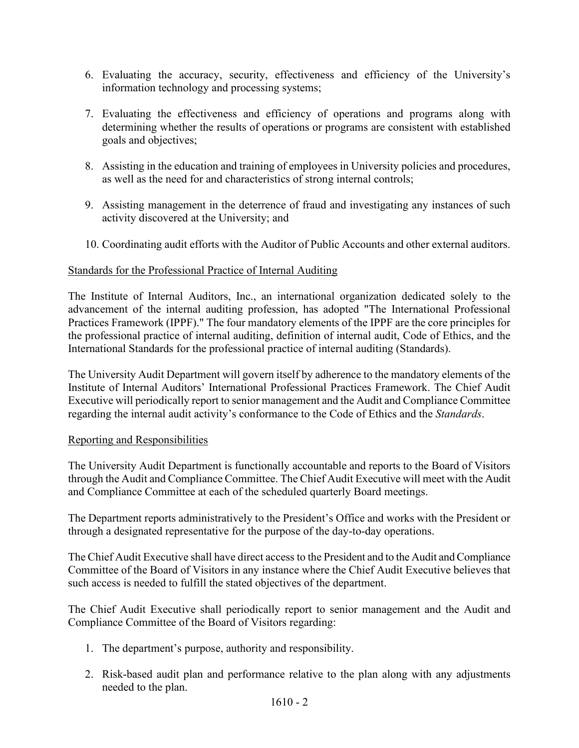6. Evaluating the accuracy, security, effectiveness and efficiency of the University's information technology and processing systems;

7. Evaluating the effectiveness and efficiency of operations and programs along with determining whether the results of operations or programs are consistent with established goals and objectives;

8. Assisting in the education and training of employees in University policies and procedures, as well as the need for and characteristics of strong internal controls;

9. Assisting management in the deterrence of fraud and investigating any instances of such activity discovered at the University; and

10. Coordinating audit efforts with the Auditor of Public Accounts and other external auditors.

<u>Standards for the Professional Practice of Internal Auditing</u>

The Institute of Internal Auditors, Inc., an international organization dedicated solely to the advancement of the internal auditing profession, has adopted "The International Professional Practices Framework (IPPF)." The four mandatory elements of the IPPF are the core principles for the professional practice of internal auditing, definition of internal audit, Code of Ethics, and the International Standards for the professional practice of internal auditing (Standards).

The University Audit Department will govern itself by adherence to the mandatory elements of the Institute of Internal Auditors' International Professional Practices Framework. The Chief Audit Executive will periodically report to senior management and the Audit and Compliance Committee regarding the internal audit activity's conformance to the Code of Ethics and the *Standards*.

<u>Reporting and Responsibilities</u>

The University Audit Department is functionally accountable and reports to the Board of Visitors through the Audit and Compliance Committee. The Chief Audit Executive will meet with the Audit and Compliance Committee at each of the scheduled quarterly Board meetings.

The Department reports administratively to the President's Office and works with the President or through a designated representative for the purpose of the day-to-day operations.

The Chief Audit Executive shall have direct access to the President and to the Audit and Compliance Committee of the Board of Visitors in any instance where the Chief Audit Executive believes that such access is needed to fulfill the stated objectives of the department.

The Chief Audit Executive shall periodically report to senior management and the Audit and Compliance Committee of the Board of Visitors regarding:

1. The department's purpose, authority and responsibility.

2. Risk-based audit plan and performance relative to the plan along with any adjustments needed to the plan.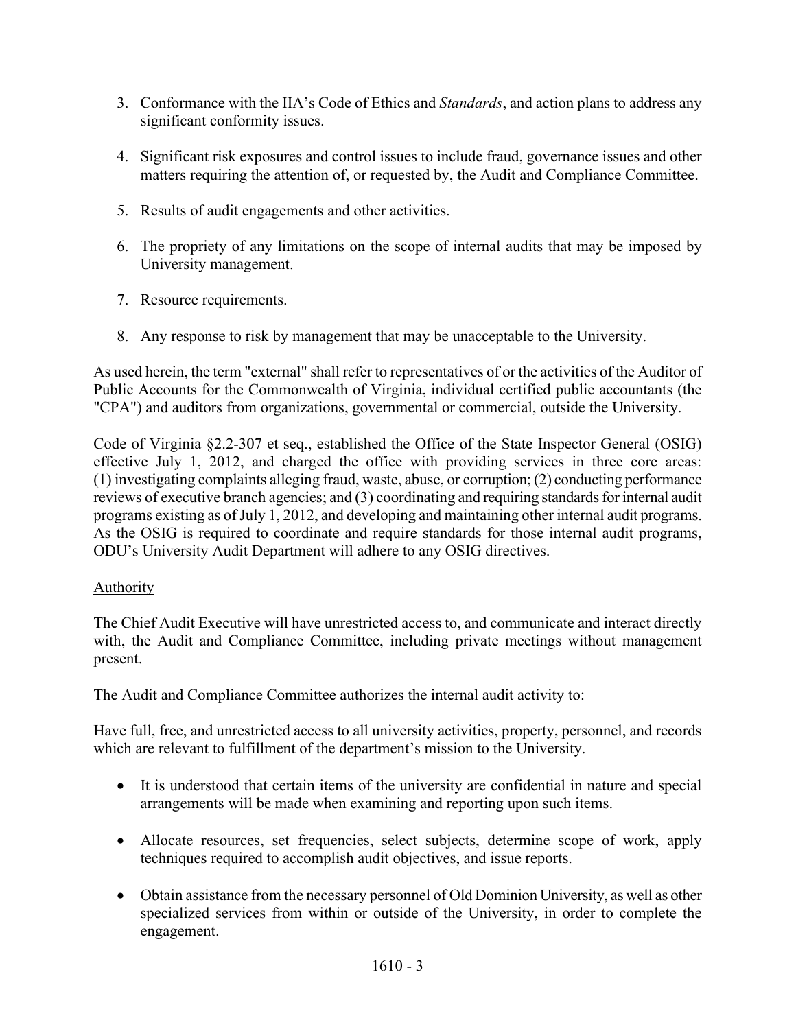3. Conformance with the IIA's Code of Ethics and *Standards*, and action plans to address any significant conformity issues.

4. Significant risk exposures and control issues to include fraud, governance issues and other matters requiring the attention of, or requested by, the Audit and Compliance Committee.

5. Results of audit engagements and other activities.

6. The propriety of any limitations on the scope of internal audits that may be imposed by University management.

7. Resource requirements.

8. Any response to risk by management that may be unacceptable to the University.

As used herein, the term "external" shall refer to representatives of or the activities of the Auditor of Public Accounts for the Commonwealth of Virginia, individual certified public accountants (the "CPA") and auditors from organizations, governmental or commercial, outside the University.

Code of Virginia §2.2-307 et seq., established the Office of the State Inspector General (OSIG) effective July 1, 2012, and charged the office with providing services in three core areas: (1) investigating complaints alleging fraud, waste, abuse, or corruption; (2) conducting performance reviews of executive branch agencies; and (3) coordinating and requiring standards for internal audit programs existing as of July 1, 2012, and developing and maintaining other internal audit programs. As the OSIG is required to coordinate and require standards for those internal audit programs, ODU's University Audit Department will adhere to any OSIG directives.

<u>Authority</u>

The Chief Audit Executive will have unrestricted access to, and communicate and interact directly with, the Audit and Compliance Committee, including private meetings without management present.

The Audit and Compliance Committee authorizes the internal audit activity to:

Have full, free, and unrestricted access to all university activities, property, personnel, and records which are relevant to fulfillment of the department's mission to the University.

- It is understood that certain items of the university are confidential in nature and special arrangements will be made when examining and reporting upon such items.

- Allocate resources, set frequencies, select subjects, determine scope of work, apply techniques required to accomplish audit objectives, and issue reports.

- Obtain assistance from the necessary personnel of Old Dominion University, as well as other specialized services from within or outside of the University, in order to complete the engagement.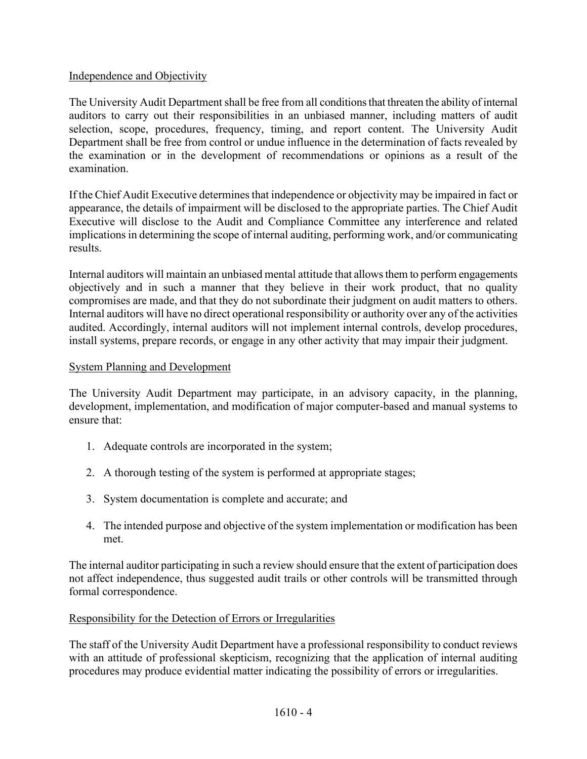## Independence and Objectivity

The University Audit Department shall be free from all conditions that threaten the ability of internal auditors to carry out their responsibilities in an unbiased manner, including matters of audit selection, scope, procedures, frequency, timing, and report content. The University Audit Department shall be free from control or undue influence in the determination of facts revealed by the examination or in the development of recommendations or opinions as a result of the examination.

If the Chief Audit Executive determines that independence or objectivity may be impaired in fact or appearance, the details of impairment will be disclosed to the appropriate parties. The Chief Audit Executive will disclose to the Audit and Compliance Committee any interference and related implications in determining the scope of internal auditing, performing work, and/or communicating results.

Internal auditors will maintain an unbiased mental attitude that allows them to perform engagements objectively and in such a manner that they believe in their work product, that no quality compromises are made, and that they do not subordinate their judgment on audit matters to others. Internal auditors will have no direct operational responsibility or authority over any of the activities audited. Accordingly, internal auditors will not implement internal controls, develop procedures, install systems, prepare records, or engage in any other activity that may impair their judgment.

## System Planning and Development

The University Audit Department may participate, in an advisory capacity, in the planning, development, implementation, and modification of major computer-based and manual systems to ensure that:

1. Adequate controls are incorporated in the system;
2. A thorough testing of the system is performed at appropriate stages;
3. System documentation is complete and accurate; and
4. The intended purpose and objective of the system implementation or modification has been met.

The internal auditor participating in such a review should ensure that the extent of participation does not affect independence, thus suggested audit trails or other controls will be transmitted through formal correspondence.

## Responsibility for the Detection of Errors or Irregularities

The staff of the University Audit Department have a professional responsibility to conduct reviews with an attitude of professional skepticism, recognizing that the application of internal auditing procedures may produce evidential matter indicating the possibility of errors or irregularities.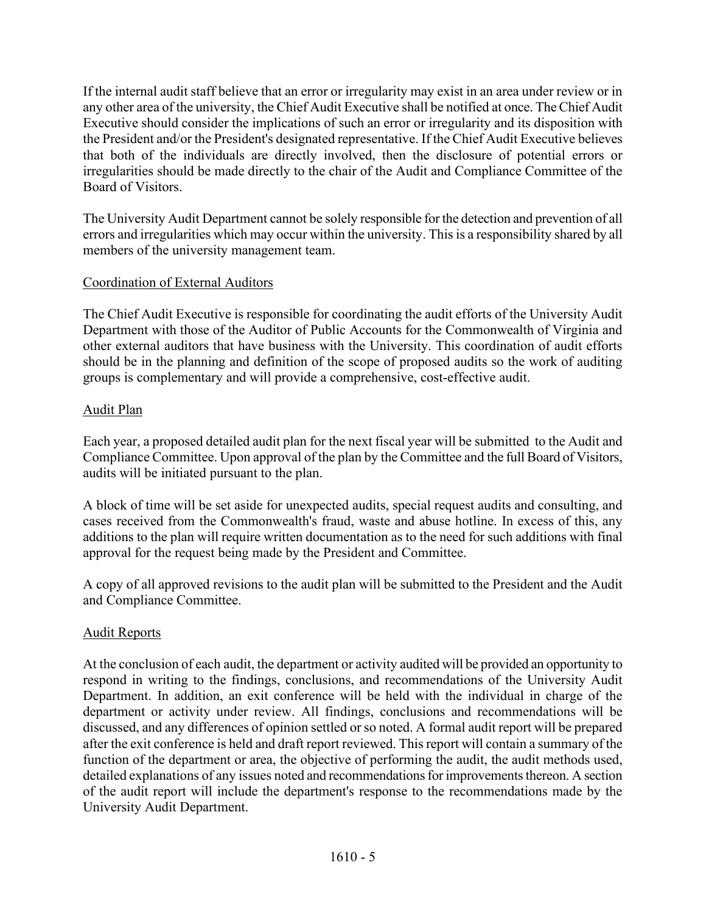If the internal audit staff believe that an error or irregularity may exist in an area under review or in any other area of the university, the Chief Audit Executive shall be notified at once. The Chief Audit Executive should consider the implications of such an error or irregularity and its disposition with the President and/or the President's designated representative. If the Chief Audit Executive believes that both of the individuals are directly involved, then the disclosure of potential errors or irregularities should be made directly to the chair of the Audit and Compliance Committee of the Board of Visitors.

The University Audit Department cannot be solely responsible for the detection and prevention of all errors and irregularities which may occur within the university. This is a responsibility shared by all members of the university management team.

## Coordination of External Auditors

The Chief Audit Executive is responsible for coordinating the audit efforts of the University Audit Department with those of the Auditor of Public Accounts for the Commonwealth of Virginia and other external auditors that have business with the University. This coordination of audit efforts should be in the planning and definition of the scope of proposed audits so the work of auditing groups is complementary and will provide a comprehensive, cost-effective audit.

## Audit Plan

Each year, a proposed detailed audit plan for the next fiscal year will be submitted to the Audit and Compliance Committee. Upon approval of the plan by the Committee and the full Board of Visitors, audits will be initiated pursuant to the plan.

A block of time will be set aside for unexpected audits, special request audits and consulting, and cases received from the Commonwealth's fraud, waste and abuse hotline. In excess of this, any additions to the plan will require written documentation as to the need for such additions with final approval for the request being made by the President and Committee.

A copy of all approved revisions to the audit plan will be submitted to the President and the Audit and Compliance Committee.

## Audit Reports

At the conclusion of each audit, the department or activity audited will be provided an opportunity to respond in writing to the findings, conclusions, and recommendations of the University Audit Department. In addition, an exit conference will be held with the individual in charge of the department or activity under review. All findings, conclusions and recommendations will be discussed, and any differences of opinion settled or so noted. A formal audit report will be prepared after the exit conference is held and draft report reviewed. This report will contain a summary of the function of the department or area, the objective of performing the audit, the audit methods used, detailed explanations of any issues noted and recommendations for improvements thereon. A section of the audit report will include the department's response to the recommendations made by the University Audit Department.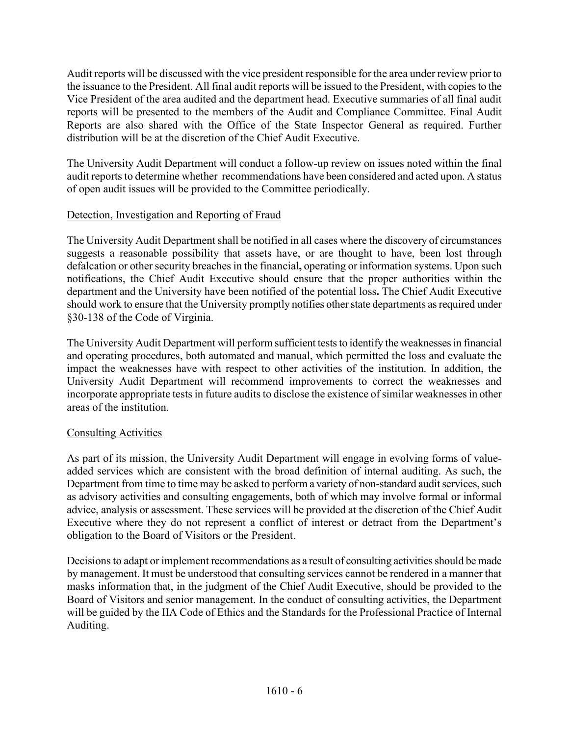Audit reports will be discussed with the vice president responsible for the area under review prior to the issuance to the President. All final audit reports will be issued to the President, with copies to the Vice President of the area audited and the department head. Executive summaries of all final audit reports will be presented to the members of the Audit and Compliance Committee. Final Audit Reports are also shared with the Office of the State Inspector General as required. Further distribution will be at the discretion of the Chief Audit Executive.

The University Audit Department will conduct a follow-up review on issues noted within the final audit reports to determine whether recommendations have been considered and acted upon. A status of open audit issues will be provided to the Committee periodically.

Detection, Investigation and Reporting of Fraud

The University Audit Department shall be notified in all cases where the discovery of circumstances suggests a reasonable possibility that assets have, or are thought to have, been lost through defalcation or other security breaches in the financial**,** operating or information systems. Upon such notifications, the Chief Audit Executive should ensure that the proper authorities within the department and the University have been notified of the potential loss**.** The Chief Audit Executive should work to ensure that the University promptly notifies other state departments as required under §30-138 of the Code of Virginia.

The University Audit Department will perform sufficient tests to identify the weaknesses in financial and operating procedures, both automated and manual, which permitted the loss and evaluate the impact the weaknesses have with respect to other activities of the institution. In addition, the University Audit Department will recommend improvements to correct the weaknesses and incorporate appropriate tests in future audits to disclose the existence of similar weaknesses in other areas of the institution.

Consulting Activities

As part of its mission, the University Audit Department will engage in evolving forms of value-added services which are consistent with the broad definition of internal auditing. As such, the Department from time to time may be asked to perform a variety of non-standard audit services, such as advisory activities and consulting engagements, both of which may involve formal or informal advice, analysis or assessment. These services will be provided at the discretion of the Chief Audit Executive where they do not represent a conflict of interest or detract from the Department's obligation to the Board of Visitors or the President.

Decisions to adapt or implement recommendations as a result of consulting activities should be made by management. It must be understood that consulting services cannot be rendered in a manner that masks information that, in the judgment of the Chief Audit Executive, should be provided to the Board of Visitors and senior management. In the conduct of consulting activities, the Department will be guided by the IIA Code of Ethics and the Standards for the Professional Practice of Internal Auditing.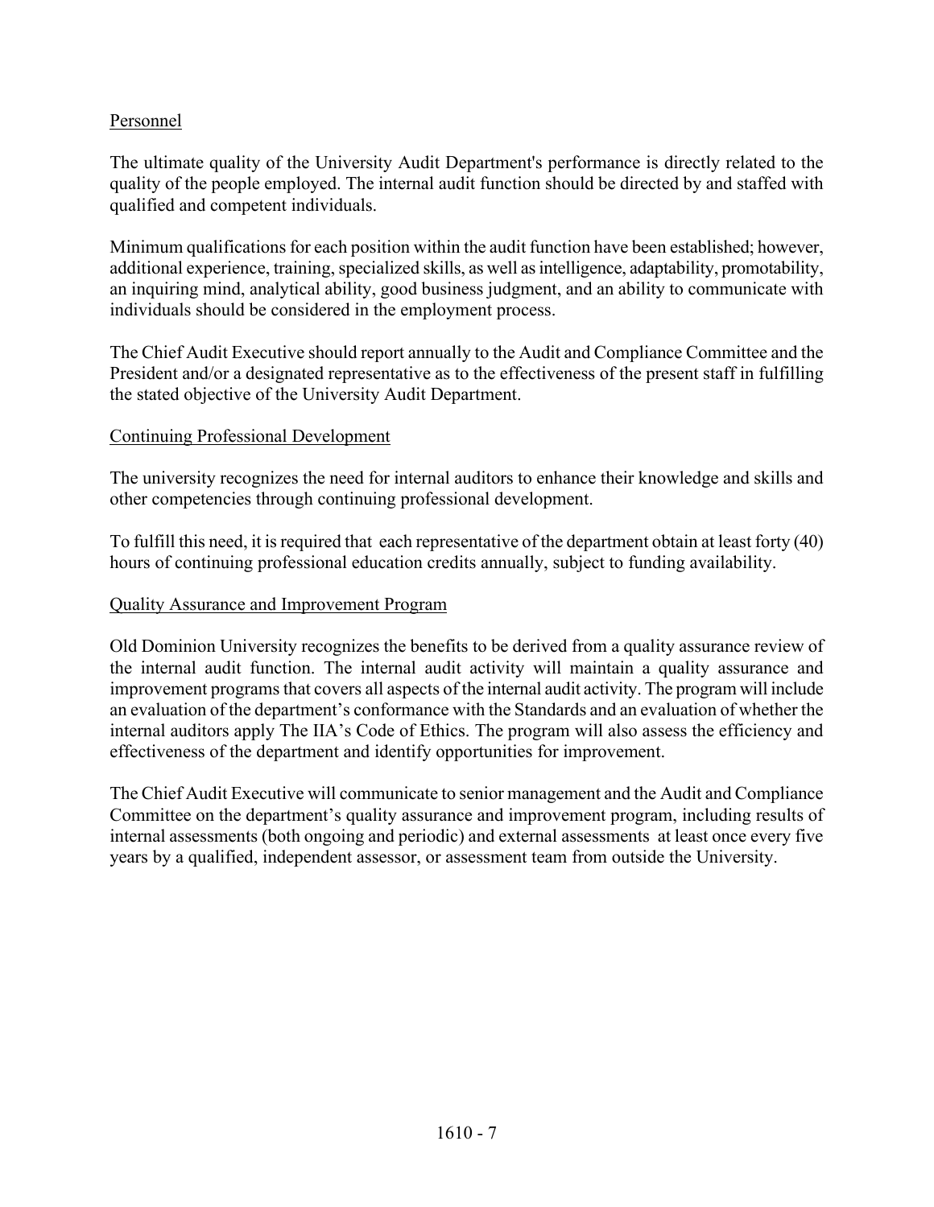Personnel

The ultimate quality of the University Audit Department's performance is directly related to the quality of the people employed. The internal audit function should be directed by and staffed with qualified and competent individuals.

Minimum qualifications for each position within the audit function have been established; however, additional experience, training, specialized skills, as well as intelligence, adaptability, promotability, an inquiring mind, analytical ability, good business judgment, and an ability to communicate with individuals should be considered in the employment process.

The Chief Audit Executive should report annually to the Audit and Compliance Committee and the President and/or a designated representative as to the effectiveness of the present staff in fulfilling the stated objective of the University Audit Department.

Continuing Professional Development

The university recognizes the need for internal auditors to enhance their knowledge and skills and other competencies through continuing professional development.

To fulfill this need, it is required that each representative of the department obtain at least forty (40) hours of continuing professional education credits annually, subject to funding availability.

Quality Assurance and Improvement Program

Old Dominion University recognizes the benefits to be derived from a quality assurance review of the internal audit function. The internal audit activity will maintain a quality assurance and improvement programs that covers all aspects of the internal audit activity. The program will include an evaluation of the department's conformance with the Standards and an evaluation of whether the internal auditors apply The IIA's Code of Ethics. The program will also assess the efficiency and effectiveness of the department and identify opportunities for improvement.

The Chief Audit Executive will communicate to senior management and the Audit and Compliance Committee on the department's quality assurance and improvement program, including results of internal assessments (both ongoing and periodic) and external assessments at least once every five years by a qualified, independent assessor, or assessment team from outside the University.